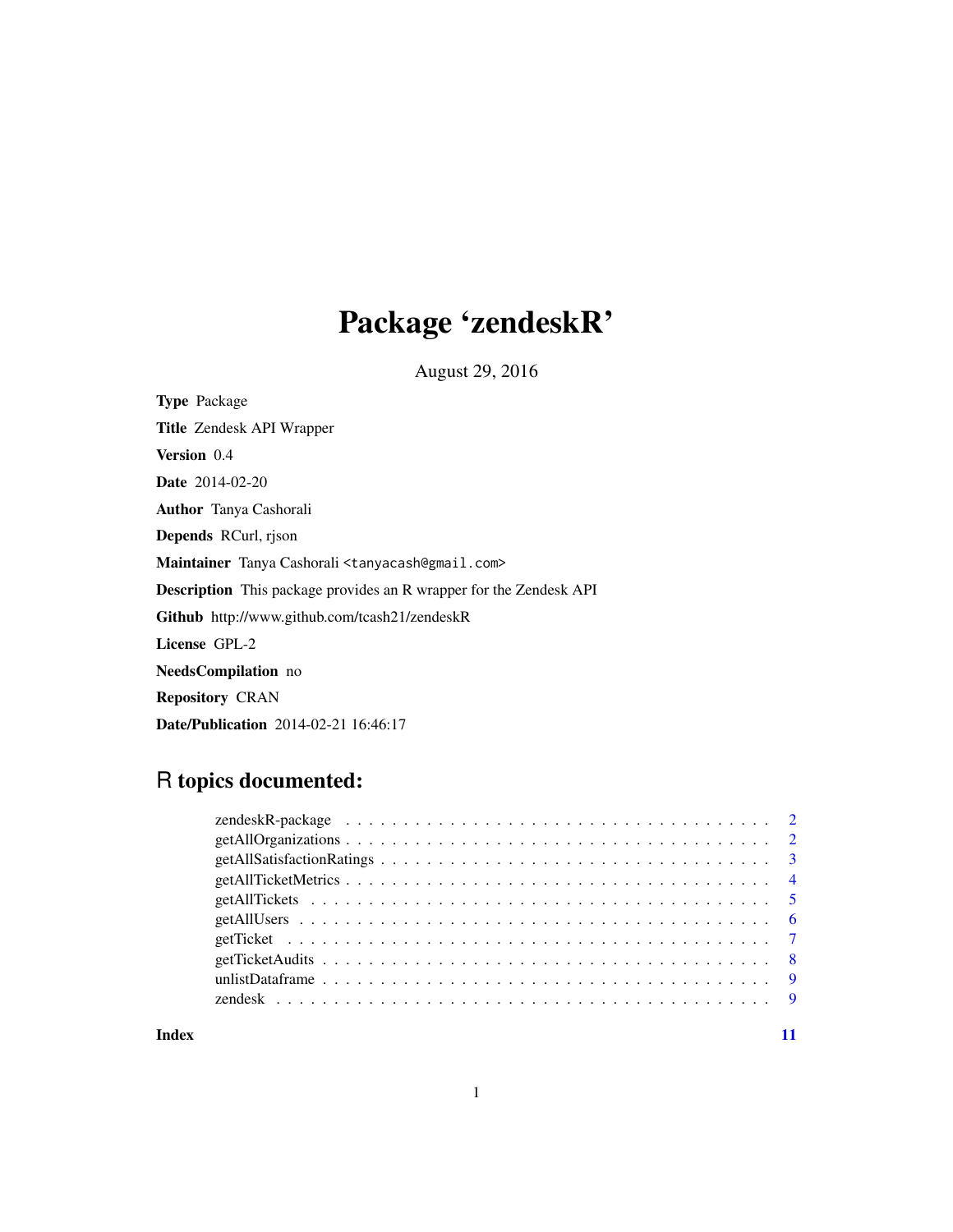# Package 'zendeskR'

August 29, 2016

**Type** Package

**Title** Zendesk API Wrapper

**Version** 0.4

**Date** 2014-02-20

**Author** Tanya Cashorali

**Depends** RCurl, rjson

**Maintainer** Tanya Cashorali <tanyacash@gmail.com>

**Description** This package provides an R wrapper for the Zendesk API

**Github** http://www.github.com/tcash21/zendeskR

**License** GPL-2

**NeedsCompilation** no

**Repository** CRAN

**Date/Publication** 2014-02-21 16:46:17

## R topics documented:

- zendeskR-package . . . . . . . . . . . . . . . . . . . . . . . . . . . . . . . . . . . . 2
- getAllOrganizations . . . . . . . . . . . . . . . . . . . . . . . . . . . . . . . . . . . 2
- getAllSatisfactionRatings . . . . . . . . . . . . . . . . . . . . . . . . . . . . . . . . 3
- getAllTicketMetrics . . . . . . . . . . . . . . . . . . . . . . . . . . . . . . . . . . . 4
- getAllTickets . . . . . . . . . . . . . . . . . . . . . . . . . . . . . . . . . . . . . . 5
- getAllUsers . . . . . . . . . . . . . . . . . . . . . . . . . . . . . . . . . . . . . . . 6
- getTicket . . . . . . . . . . . . . . . . . . . . . . . . . . . . . . . . . . . . . . . . 7
- getTicketAudits . . . . . . . . . . . . . . . . . . . . . . . . . . . . . . . . . . . . . 8
- unlistDataframe . . . . . . . . . . . . . . . . . . . . . . . . . . . . . . . . . . . . . 9
- zendesk . . . . . . . . . . . . . . . . . . . . . . . . . . . . . . . . . . . . . . . . . 9

**Index** 11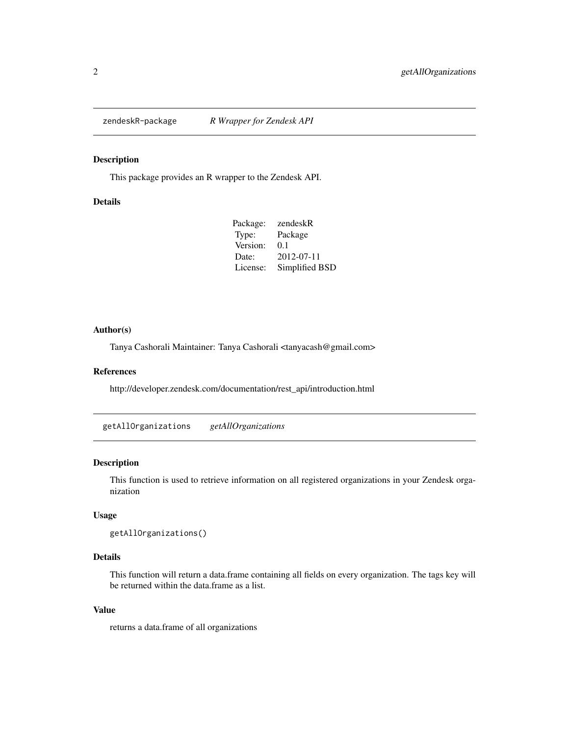# zendeskR-package — *R Wrapper for Zendesk API*

## Description

This package provides an R wrapper to the Zendesk API.

## Details

| | |
|---|---|
| Package: | zendeskR |
| Type: | Package |
| Version: | 0.1 |
| Date: | 2012-07-11 |
| License: | Simplified BSD |

## Author(s)

Tanya Cashorali Maintainer: Tanya Cashorali <tanyacash@gmail.com>

## References

http://developer.zendesk.com/documentation/rest_api/introduction.html

# getAllOrganizations — *getAllOrganizations*

## Description

This function is used to retrieve information on all registered organizations in your Zendesk organization

## Usage

```
getAllOrganizations()
```

## Details

This function will return a data.frame containing all fields on every organization. The tags key will be returned within the data.frame as a list.

## Value

returns a data.frame of all organizations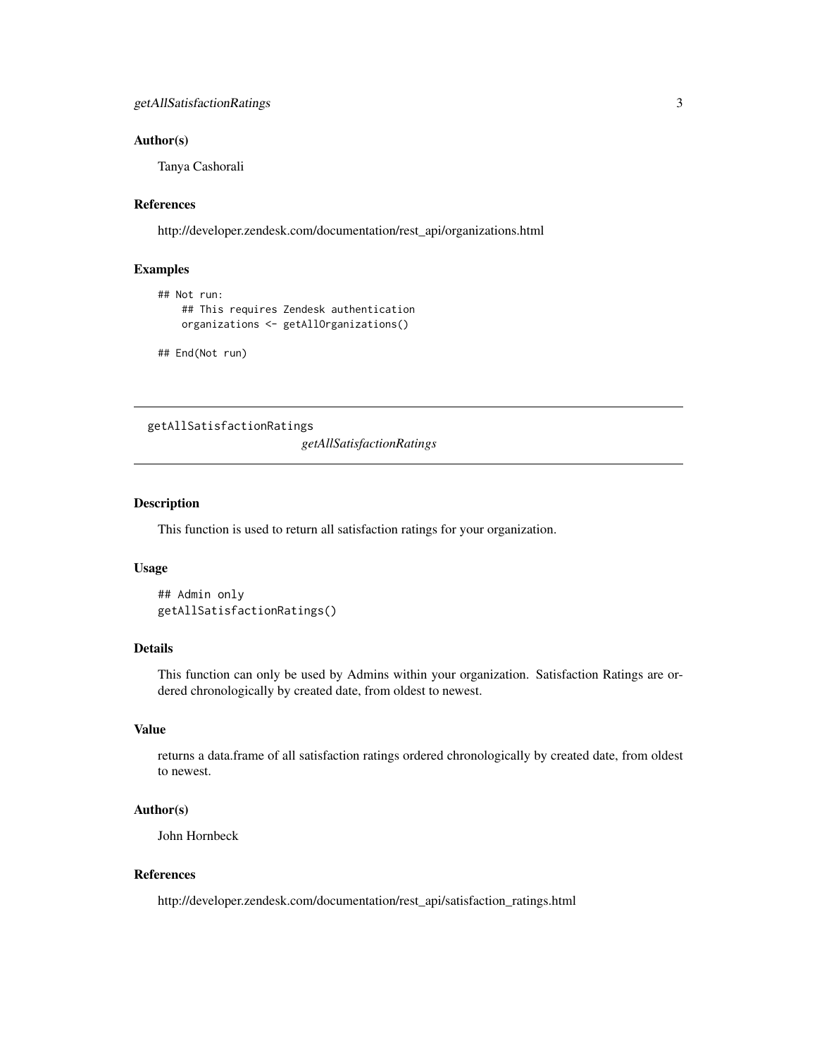### Author(s)

Tanya Cashorali

### References

http://developer.zendesk.com/documentation/rest_api/organizations.html

### Examples

```
## Not run:
    ## This requires Zendesk authentication
    organizations <- getAllOrganizations()

## End(Not run)
```

---

## getAllSatisfactionRatings

*getAllSatisfactionRatings*

---

### Description

This function is used to return all satisfaction ratings for your organization.

### Usage

```
## Admin only
getAllSatisfactionRatings()
```

### Details

This function can only be used by Admins within your organization. Satisfaction Ratings are ordered chronologically by created date, from oldest to newest.

### Value

returns a data.frame of all satisfaction ratings ordered chronologically by created date, from oldest to newest.

### Author(s)

John Hornbeck

### References

http://developer.zendesk.com/documentation/rest_api/satisfaction_ratings.html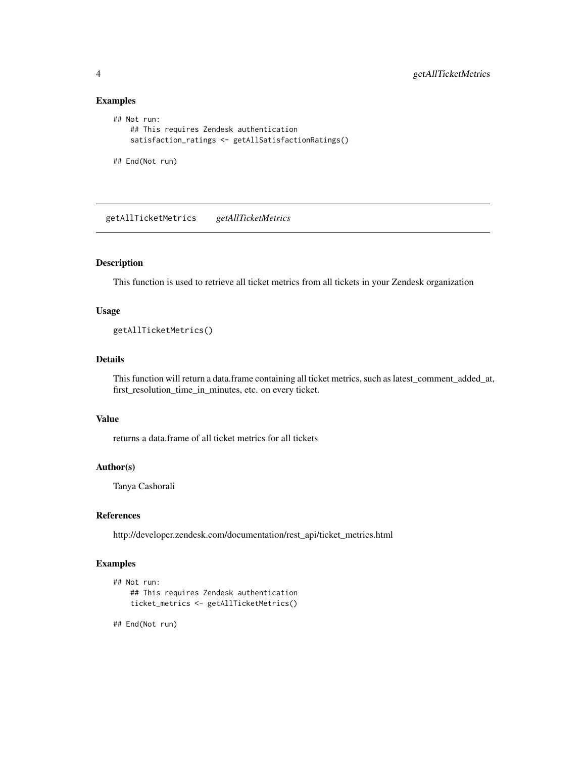### Examples

```
## Not run:
    ## This requires Zendesk authentication
    satisfaction_ratings <- getAllSatisfactionRatings()

## End(Not run)
```

---

## getAllTicketMetrics *getAllTicketMetrics*

---

### Description

This function is used to retrieve all ticket metrics from all tickets in your Zendesk organization

### Usage

```
getAllTicketMetrics()
```

### Details

This function will return a data.frame containing all ticket metrics, such as latest_comment_added_at, first_resolution_time_in_minutes, etc. on every ticket.

### Value

returns a data.frame of all ticket metrics for all tickets

### Author(s)

Tanya Cashorali

### References

http://developer.zendesk.com/documentation/rest_api/ticket_metrics.html

### Examples

```
## Not run:
    ## This requires Zendesk authentication
    ticket_metrics <- getAllTicketMetrics()

## End(Not run)
```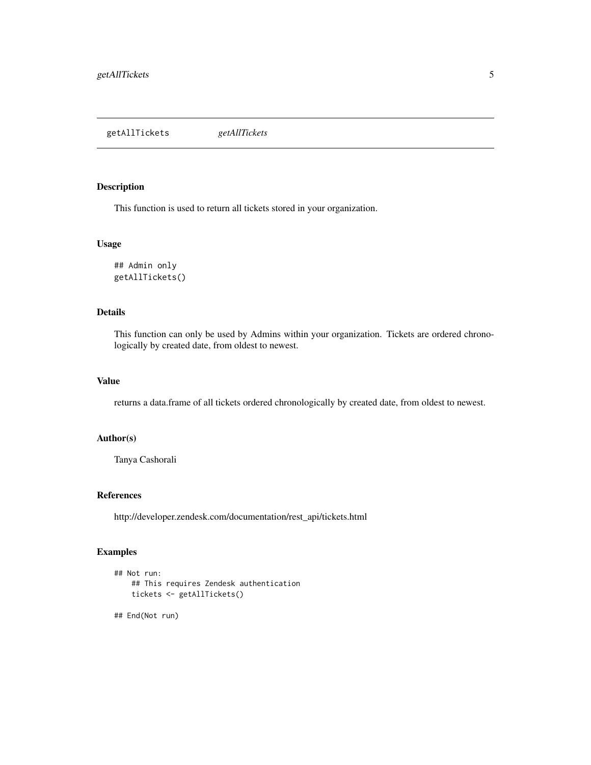getAllTickets *getAllTickets*

## Description

This function is used to return all tickets stored in your organization.

## Usage

```
## Admin only
getAllTickets()
```

## Details

This function can only be used by Admins within your organization. Tickets are ordered chronologically by created date, from oldest to newest.

## Value

returns a data.frame of all tickets ordered chronologically by created date, from oldest to newest.

## Author(s)

Tanya Cashorali

## References

http://developer.zendesk.com/documentation/rest_api/tickets.html

## Examples

```
## Not run:
    ## This requires Zendesk authentication
    tickets <- getAllTickets()

## End(Not run)
```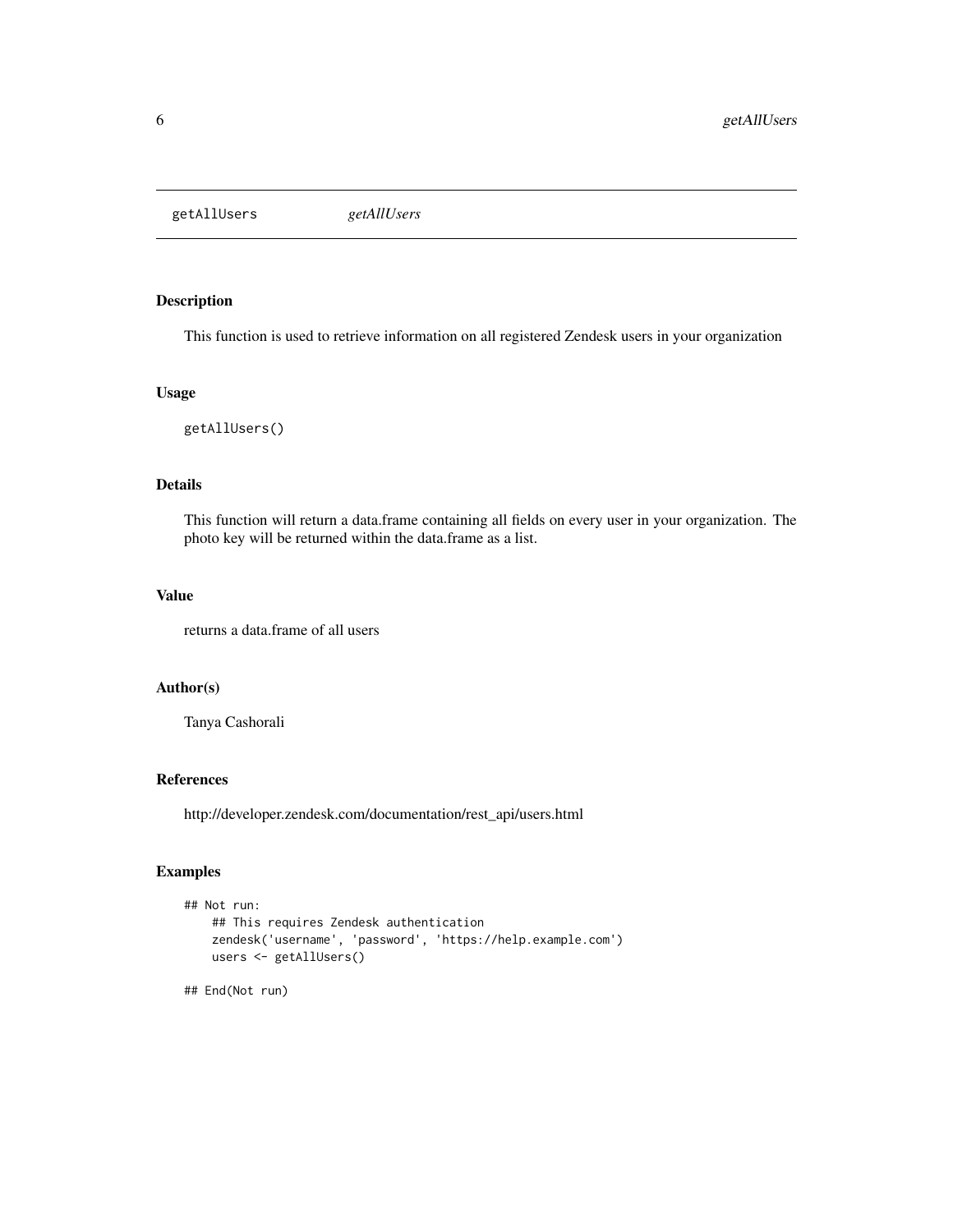getAllUsers *getAllUsers*

### Description

This function is used to retrieve information on all registered Zendesk users in your organization

### Usage

```
getAllUsers()
```

### Details

This function will return a data.frame containing all fields on every user in your organization. The photo key will be returned within the data.frame as a list.

### Value

returns a data.frame of all users

### Author(s)

Tanya Cashorali

### References

http://developer.zendesk.com/documentation/rest_api/users.html

### Examples

```
## Not run:
    ## This requires Zendesk authentication
    zendesk('username', 'password', 'https://help.example.com')
    users <- getAllUsers()

## End(Not run)
```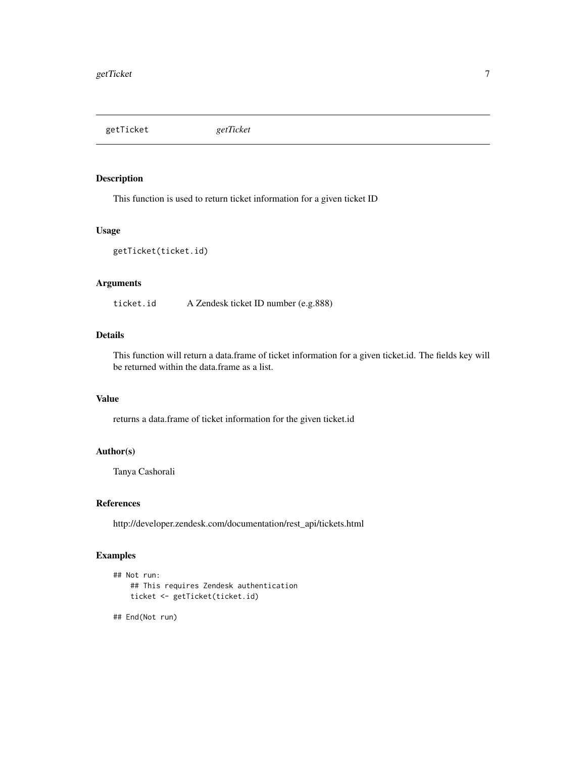# getTicket *getTicket*

## Description

This function is used to return ticket information for a given ticket ID

## Usage

```
getTicket(ticket.id)
```

## Arguments

| | |
|---|---|
| `ticket.id` | A Zendesk ticket ID number (e.g.888) |

## Details

This function will return a data.frame of ticket information for a given ticket.id. The fields key will be returned within the data.frame as a list.

## Value

returns a data.frame of ticket information for the given ticket.id

## Author(s)

Tanya Cashorali

## References

http://developer.zendesk.com/documentation/rest_api/tickets.html

## Examples

```
## Not run:
    ## This requires Zendesk authentication
    ticket <- getTicket(ticket.id)

## End(Not run)
```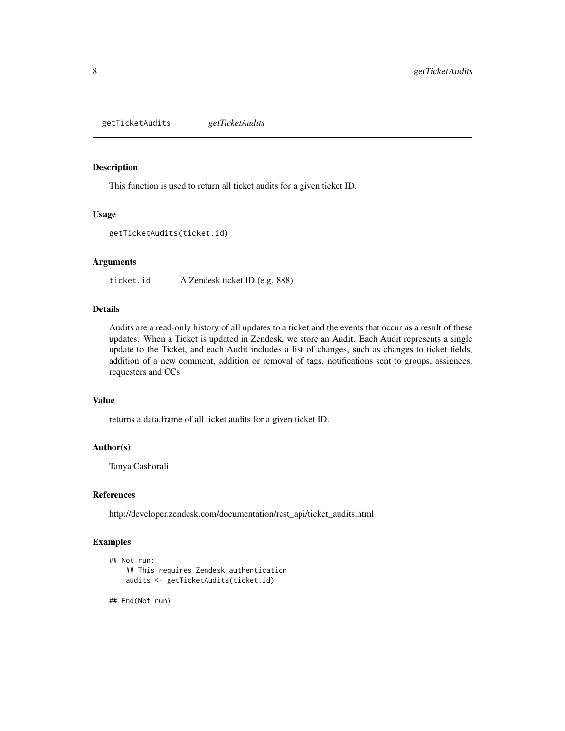getTicketAudits *getTicketAudits*

### Description

This function is used to return all ticket audits for a given ticket ID.

### Usage

```
getTicketAudits(ticket.id)
```

### Arguments

`ticket.id` A Zendesk ticket ID (e.g. 888)

### Details

Audits are a read-only history of all updates to a ticket and the events that occur as a result of these updates. When a Ticket is updated in Zendesk, we store an Audit. Each Audit represents a single update to the Ticket, and each Audit includes a list of changes, such as changes to ticket fields, addition of a new comment, addition or removal of tags, notifications sent to groups, assignees, requesters and CCs

### Value

returns a data.frame of all ticket audits for a given ticket ID.

### Author(s)

Tanya Cashorali

### References

http://developer.zendesk.com/documentation/rest_api/ticket_audits.html

### Examples

```
## Not run:
    ## This requires Zendesk authentication
    audits <- getTicketAudits(ticket.id)

## End(Not run)
```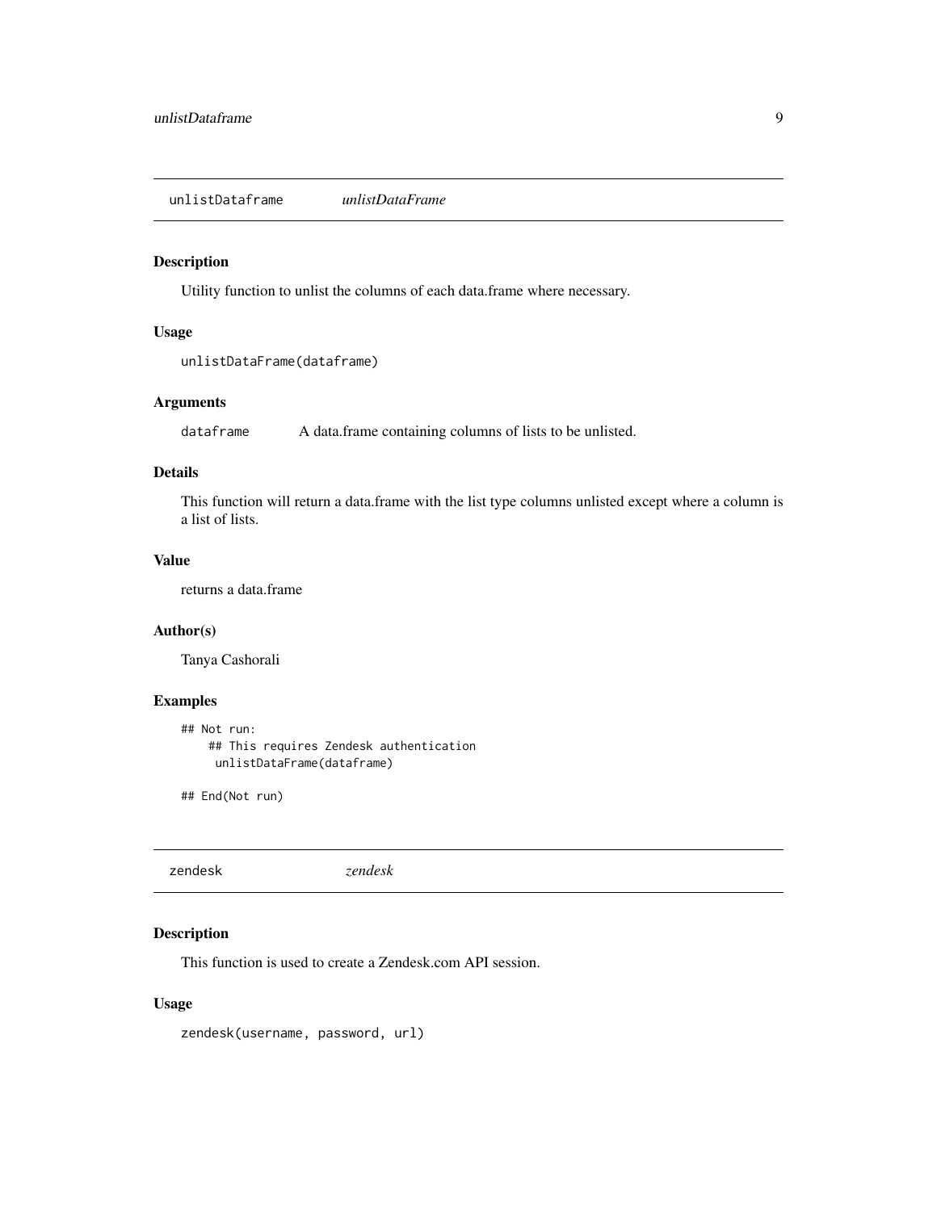## unlistDataframe *unlistDataFrame*

### Description

Utility function to unlist the columns of each data.frame where necessary.

### Usage

```
unlistDataFrame(dataframe)
```

### Arguments

`dataframe` A data.frame containing columns of lists to be unlisted.

### Details

This function will return a data.frame with the list type columns unlisted except where a column is a list of lists.

### Value

returns a data.frame

### Author(s)

Tanya Cashorali

### Examples

```
## Not run:
    ## This requires Zendesk authentication
     unlistDataFrame(dataframe)

## End(Not run)
```

## zendesk *zendesk*

### Description

This function is used to create a Zendesk.com API session.

### Usage

```
zendesk(username, password, url)
```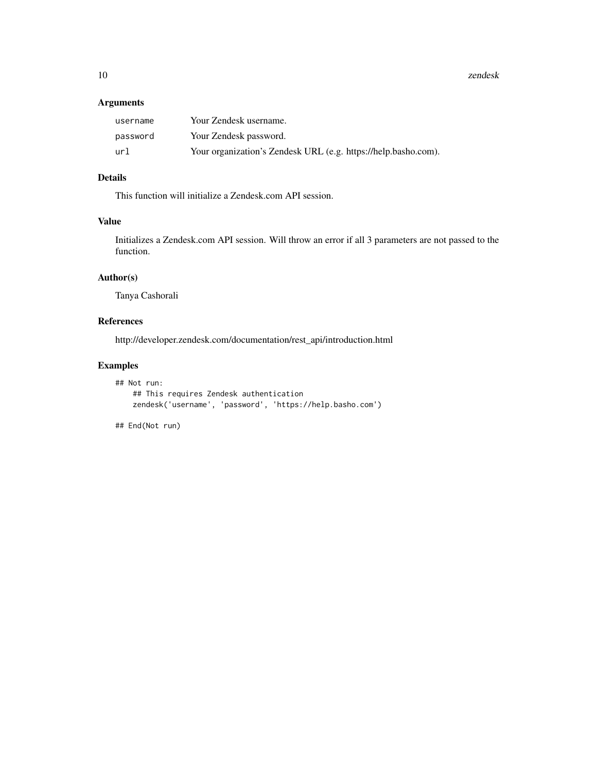## Arguments

| | |
|---|---|
| `username` | Your Zendesk username. |
| `password` | Your Zendesk password. |
| `url` | Your organization's Zendesk URL (e.g. https://help.basho.com). |

## Details

This function will initialize a Zendesk.com API session.

## Value

Initializes a Zendesk.com API session. Will throw an error if all 3 parameters are not passed to the function.

## Author(s)

Tanya Cashorali

## References

http://developer.zendesk.com/documentation/rest_api/introduction.html

## Examples

```
## Not run:
    ## This requires Zendesk authentication
    zendesk('username', 'password', 'https://help.basho.com')

## End(Not run)
```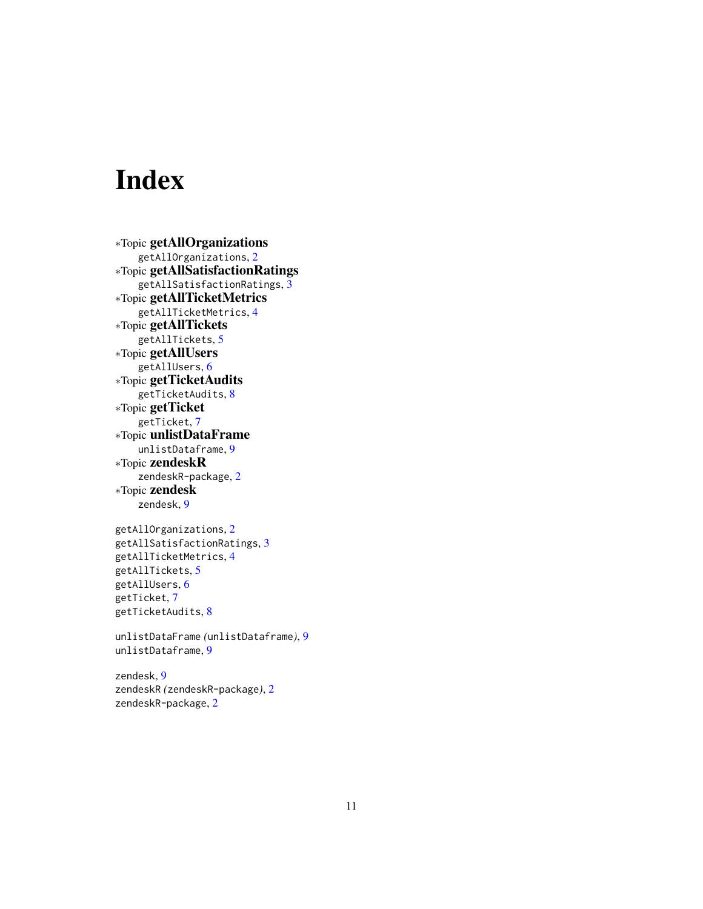# Index

*Topic **getAllOrganizations**
    getAllOrganizations, 2
*Topic **getAllSatisfactionRatings**
    getAllSatisfactionRatings, 3
*Topic **getAllTicketMetrics**
    getAllTicketMetrics, 4
*Topic **getAllTickets**
    getAllTickets, 5
*Topic **getAllUsers**
    getAllUsers, 6
*Topic **getTicketAudits**
    getTicketAudits, 8
*Topic **getTicket**
    getTicket, 7
*Topic **unlistDataFrame**
    unlistDataframe, 9
*Topic **zendeskR**
    zendeskR-package, 2
*Topic **zendesk**
    zendesk, 9

getAllOrganizations, 2
getAllSatisfactionRatings, 3
getAllTicketMetrics, 4
getAllTickets, 5
getAllUsers, 6
getTicket, 7
getTicketAudits, 8

unlistDataFrame *(*unlistDataframe*)*, 9
unlistDataframe, 9

zendesk, 9
zendeskR *(*zendeskR-package*)*, 2
zendeskR-package, 2